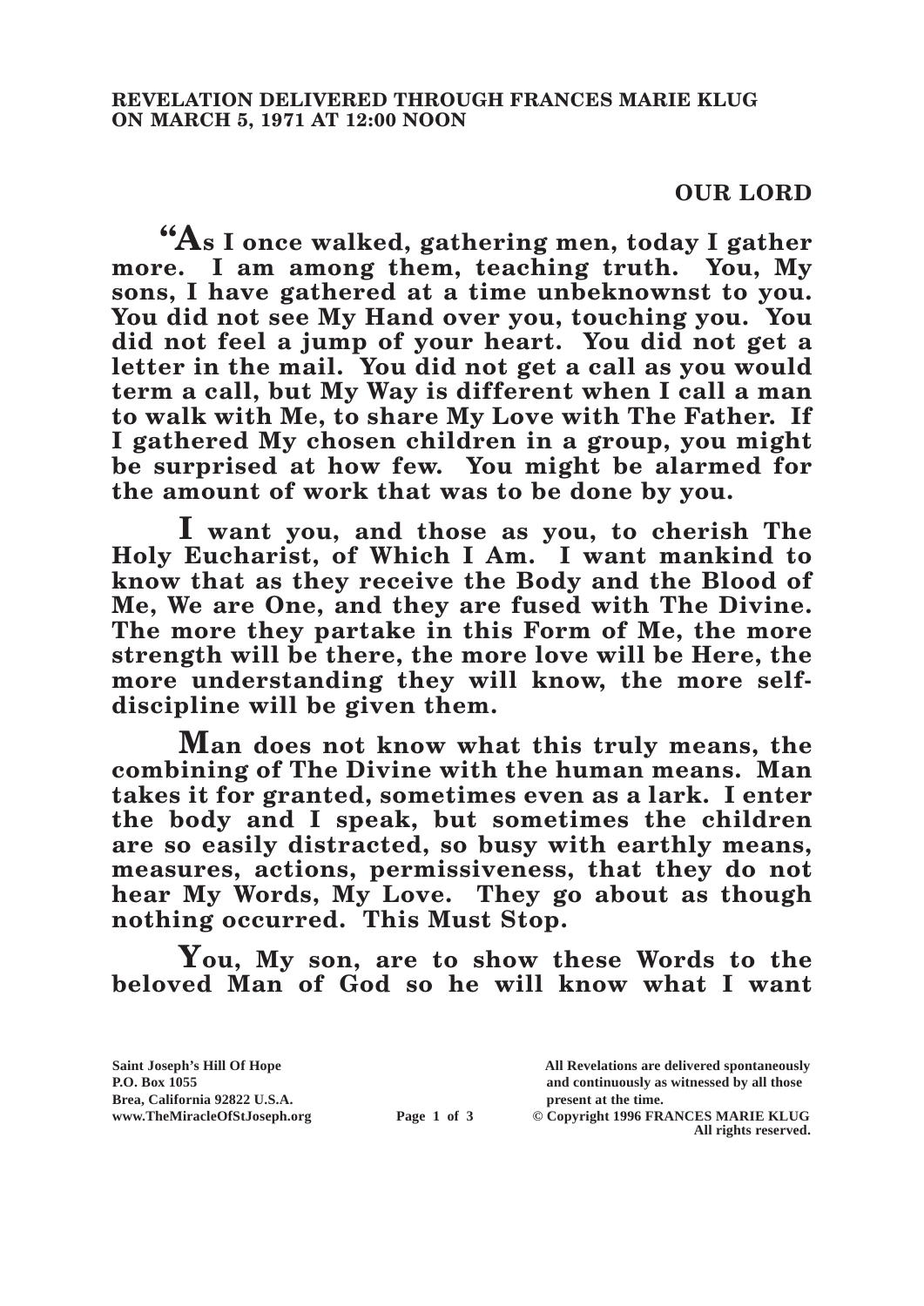**REVELATION DELIVERED THROUGH FRANCES MARIE KLUG ON MARCH 5, 1971 AT 12:00 NOON**

## OUR LORD

**"As I once walked, gathering men, today I gather more. I am among them, teaching truth. You, My sons, I have gathered at a time unbeknownst to you. You did not see My Hand over you, touching you. You did not feel a jump of your heart. You did not get a letter in the mail. You did not get a call as you would term a call, but My Way is different when I call a man to walk with Me, to share My Love with The Father. If I gathered My chosen children in a group, you might be surprised at how few. You might be alarmed for the amount of work that was to be done by you.**

**I want you, and those as you, to cherish The Holy Eucharist, of Which I Am. I want mankind to know that as they receive the Body and the Blood of Me, We are One, and they are fused with The Divine. The more they partake in this Form of Me, the more strength will be there, the more love will be Here, the more understanding they will know, the more self-discipline will be given them.**

**Man does not know what this truly means, the combining of The Divine with the human means. Man takes it for granted, sometimes even as a lark. I enter the body and I speak, but sometimes the children are so easily distracted, so busy with earthly means, measures, actions, permissiveness, that they do not hear My Words, My Love. They go about as though nothing occurred. This Must Stop.**

**You, My son, are to show these Words to the beloved Man of God so he will know what I want**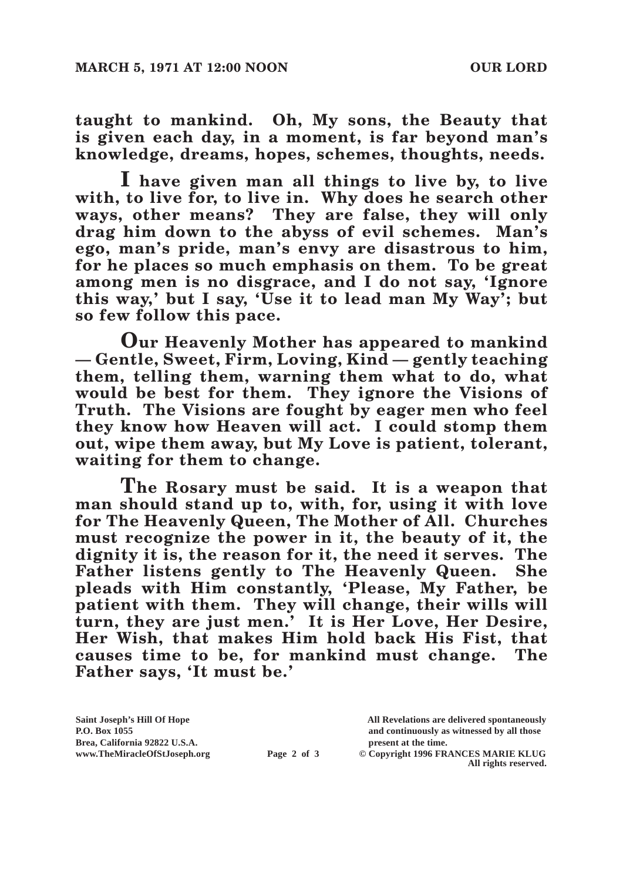**taught to mankind. Oh, My sons, the Beauty that is given each day, in a moment, is far beyond man's knowledge, dreams, hopes, schemes, thoughts, needs.**

**I have given man all things to live by, to live with, to live for, to live in. Why does he search other ways, other means? They are false, they will only drag him down to the abyss of evil schemes. Man's ego, man's pride, man's envy are disastrous to him, for he places so much emphasis on them. To be great among men is no disgrace, and I do not say, 'Ignore this way,' but I say, 'Use it to lead man My Way'; but so few follow this pace.**

**Our Heavenly Mother has appeared to mankind — Gentle, Sweet, Firm, Loving, Kind — gently teaching them, telling them, warning them what to do, what would be best for them. They ignore the Visions of Truth. The Visions are fought by eager men who feel they know how Heaven will act. I could stomp them out, wipe them away, but My Love is patient, tolerant, waiting for them to change.**

**The Rosary must be said. It is a weapon that man should stand up to, with, for, using it with love for The Heavenly Queen, The Mother of All. Churches must recognize the power in it, the beauty of it, the dignity it is, the reason for it, the need it serves. The Father listens gently to The Heavenly Queen. She pleads with Him constantly, 'Please, My Father, be patient with them. They will change, their wills will turn, they are just men.' It is Her Love, Her Desire, Her Wish, that makes Him hold back His Fist, that causes time to be, for mankind must change. The Father says, 'It must be.'**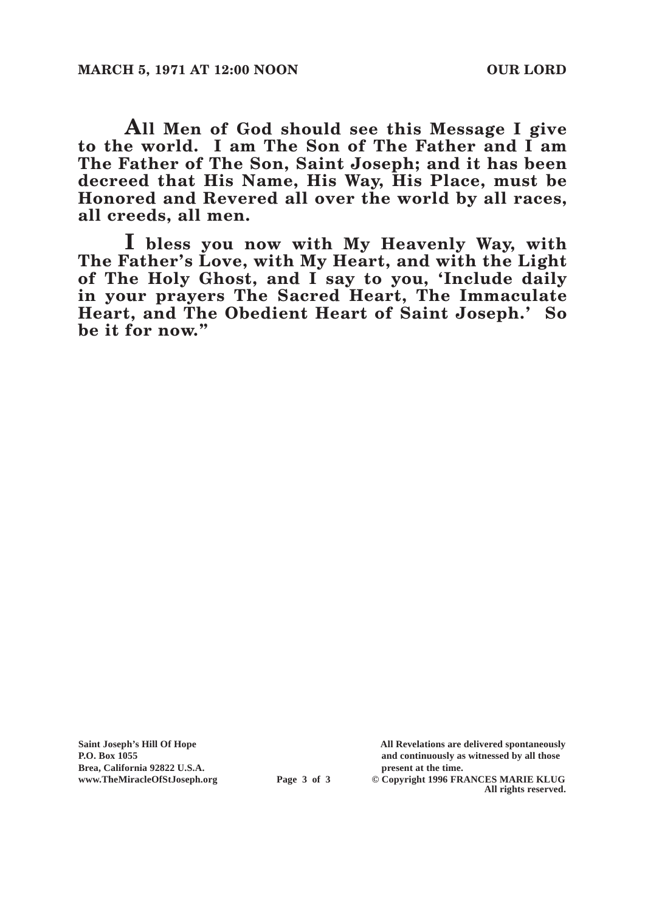**All Men of God should see this Message I give to the world. I am The Son of The Father and I am The Father of The Son, Saint Joseph; and it has been decreed that His Name, His Way, His Place, must be Honored and Revered all over the world by all races, all creeds, all men.**

**I bless you now with My Heavenly Way, with The Father's Love, with My Heart, and with the Light of The Holy Ghost, and I say to you, 'Include daily in your prayers The Sacred Heart, The Immaculate Heart, and The Obedient Heart of Saint Joseph.' So be it for now."**